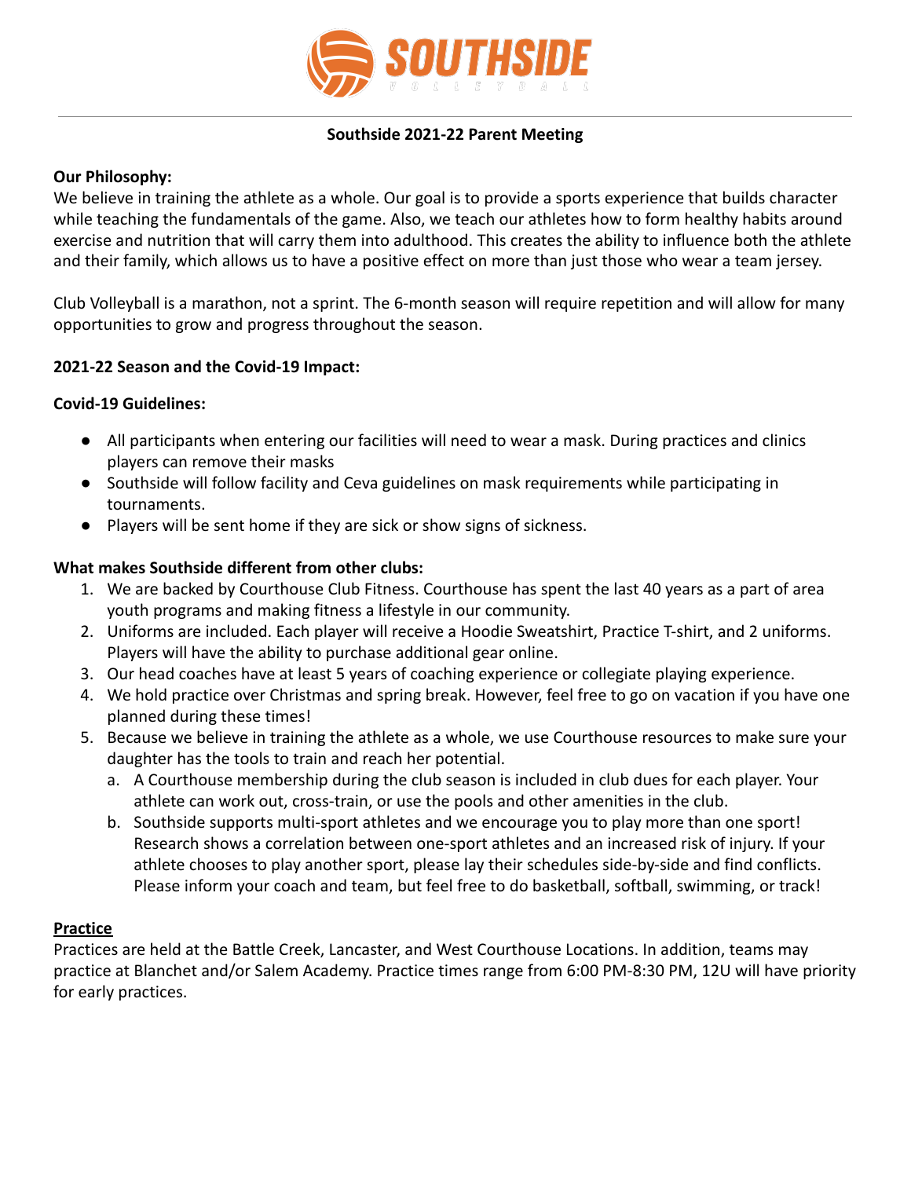# SOUTHSIDE VOLLEYBALL

## Southside 2021-22 Parent Meeting

**Our Philosophy:**

We believe in training the athlete as a whole. Our goal is to provide a sports experience that builds character while teaching the fundamentals of the game. Also, we teach our athletes how to form healthy habits around exercise and nutrition that will carry them into adulthood. This creates the ability to influence both the athlete and their family, which allows us to have a positive effect on more than just those who wear a team jersey.

Club Volleyball is a marathon, not a sprint. The 6-month season will require repetition and will allow for many opportunities to grow and progress throughout the season.

**2021-22 Season and the Covid-19 Impact:**

**Covid-19 Guidelines:**

- All participants when entering our facilities will need to wear a mask. During practices and clinics players can remove their masks
- Southside will follow facility and Ceva guidelines on mask requirements while participating in tournaments.
- Players will be sent home if they are sick or show signs of sickness.

**What makes Southside different from other clubs:**

1. We are backed by Courthouse Club Fitness. Courthouse has spent the last 40 years as a part of area youth programs and making fitness a lifestyle in our community.
2. Uniforms are included. Each player will receive a Hoodie Sweatshirt, Practice T-shirt, and 2 uniforms. Players will have the ability to purchase additional gear online.
3. Our head coaches have at least 5 years of coaching experience or collegiate playing experience.
4. We hold practice over Christmas and spring break. However, feel free to go on vacation if you have one planned during these times!
5. Because we believe in training the athlete as a whole, we use Courthouse resources to make sure your daughter has the tools to train and reach her potential.
   a. A Courthouse membership during the club season is included in club dues for each player. Your athlete can work out, cross-train, or use the pools and other amenities in the club.
   b. Southside supports multi-sport athletes and we encourage you to play more than one sport! Research shows a correlation between one-sport athletes and an increased risk of injury. If your athlete chooses to play another sport, please lay their schedules side-by-side and find conflicts. Please inform your coach and team, but feel free to do basketball, softball, swimming, or track!

**Practice**

Practices are held at the Battle Creek, Lancaster, and West Courthouse Locations. In addition, teams may practice at Blanchet and/or Salem Academy. Practice times range from 6:00 PM-8:30 PM, 12U will have priority for early practices.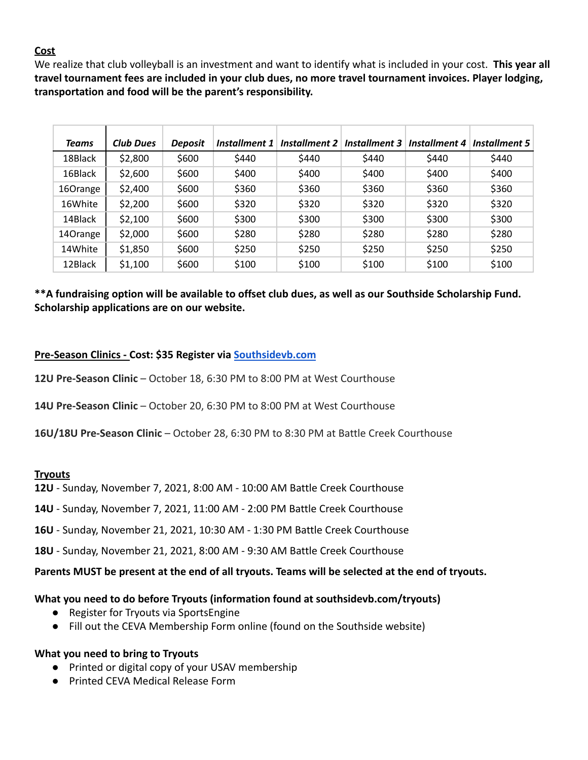**Cost**

We realize that club volleyball is an investment and want to identify what is included in your cost. **This year all travel tournament fees are included in your club dues, no more travel tournament invoices. Player lodging, transportation and food will be the parent's responsibility.**

| *Teams* | *Club Dues* | *Deposit* | *Installment 1* | *Installment 2* | *Installment 3* | *Installment 4* | *Installment 5* |
|---|---|---|---|---|---|---|---|
| 18Black | $2,800 | $600 | $440 | $440 | $440 | $440 | $440 |
| 16Black | $2,600 | $600 | $400 | $400 | $400 | $400 | $400 |
| 16Orange | $2,400 | $600 | $360 | $360 | $360 | $360 | $360 |
| 16White | $2,200 | $600 | $320 | $320 | $320 | $320 | $320 |
| 14Black | $2,100 | $600 | $300 | $300 | $300 | $300 | $300 |
| 14Orange | $2,000 | $600 | $280 | $280 | $280 | $280 | $280 |
| 14White | $1,850 | $600 | $250 | $250 | $250 | $250 | $250 |
| 12Black | $1,100 | $600 | $100 | $100 | $100 | $100 | $100 |

**\*\*A fundraising option will be available to offset club dues, as well as our Southside Scholarship Fund. Scholarship applications are on our website.**

**Pre-Season Clinics - Cost: $35 Register via [Southsidevb.com](Southsidevb.com)**

**12U Pre-Season Clinic** – October 18, 6:30 PM to 8:00 PM at West Courthouse

**14U Pre-Season Clinic** – October 20, 6:30 PM to 8:00 PM at West Courthouse

**16U/18U Pre-Season Clinic** – October 28, 6:30 PM to 8:30 PM at Battle Creek Courthouse

**Tryouts**

**12U** - Sunday, November 7, 2021, 8:00 AM - 10:00 AM Battle Creek Courthouse

**14U** - Sunday, November 7, 2021, 11:00 AM - 2:00 PM Battle Creek Courthouse

**16U** - Sunday, November 21, 2021, 10:30 AM - 1:30 PM Battle Creek Courthouse

**18U** - Sunday, November 21, 2021, 8:00 AM - 9:30 AM Battle Creek Courthouse

**Parents MUST be present at the end of all tryouts. Teams will be selected at the end of tryouts.**

**What you need to do before Tryouts (information found at southsidevb.com/tryouts)**

- Register for Tryouts via SportsEngine
- Fill out the CEVA Membership Form online (found on the Southside website)

**What you need to bring to Tryouts**

- Printed or digital copy of your USAV membership
- Printed CEVA Medical Release Form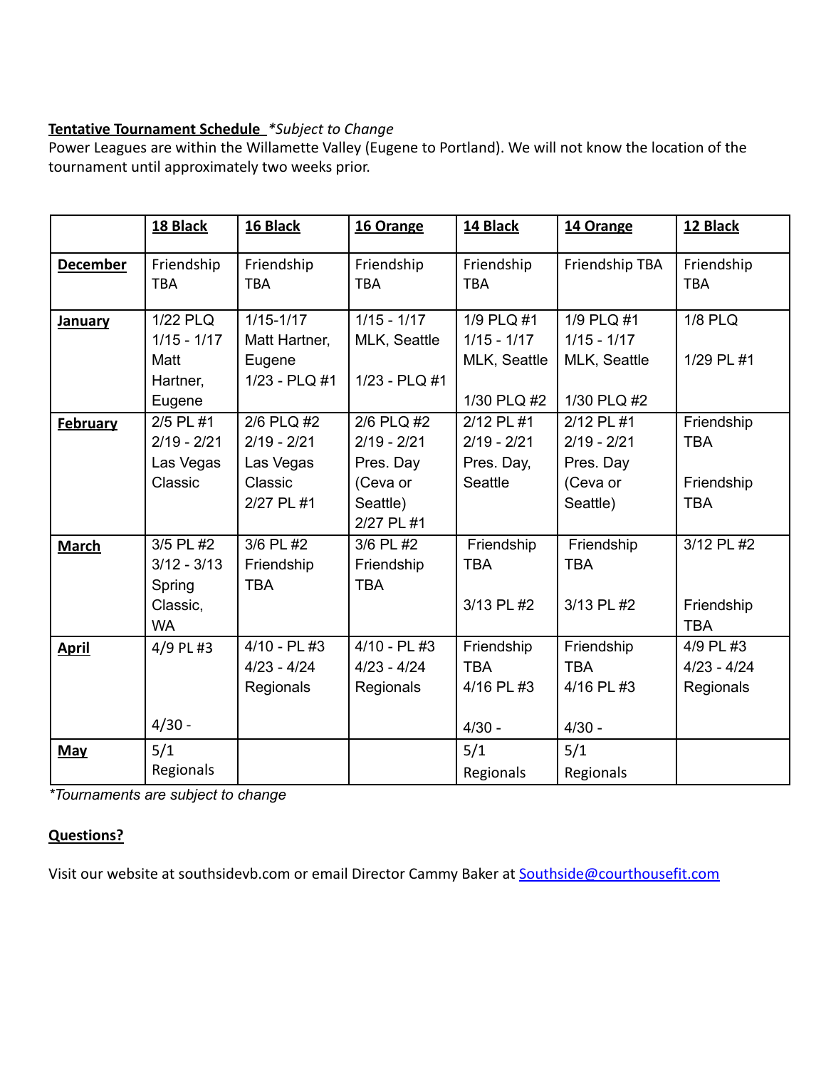**Tentative Tournament Schedule** *\*Subject to Change*

Power Leagues are within the Willamette Valley (Eugene to Portland). We will not know the location of the tournament until approximately two weeks prior.

| | **18 Black** | **16 Black** | **16 Orange** | **14 Black** | **14 Orange** | **12 Black** |
|---|---|---|---|---|---|---|
| **December** | Friendship TBA | Friendship TBA | Friendship TBA | Friendship TBA | Friendship TBA | Friendship TBA |
| **January** | 1/22 PLQ<br>1/15 - 1/17 Matt Hartner, Eugene | 1/15-1/17 Matt Hartner, Eugene<br>1/23 - PLQ #1 | 1/15 - 1/17 MLK, Seattle<br><br>1/23 - PLQ #1 | 1/9 PLQ #1<br>1/15 - 1/17 MLK, Seattle<br><br>1/30 PLQ #2 | 1/9 PLQ #1<br>1/15 - 1/17 MLK, Seattle<br><br>1/30 PLQ #2 | 1/8 PLQ<br><br>1/29 PL #1 |
| **February** | 2/5 PL #1<br>2/19 - 2/21 Las Vegas Classic | 2/6 PLQ #2<br>2/19 - 2/21 Las Vegas Classic<br>2/27 PL #1 | 2/6 PLQ #2<br>2/19 - 2/21 Pres. Day (Ceva or Seattle)<br>2/27 PL #1 | 2/12 PL #1<br>2/19 - 2/21 Pres. Day, Seattle | 2/12 PL #1<br>2/19 - 2/21 Pres. Day (Ceva or Seattle) | Friendship TBA<br><br>Friendship TBA |
| **March** | 3/5 PL #2<br>3/12 - 3/13 Spring Classic, WA | 3/6 PL #2<br>Friendship TBA | 3/6 PL #2<br>Friendship TBA | Friendship TBA<br><br>3/13 PL #2 | Friendship TBA<br><br>3/13 PL #2 | 3/12 PL #2<br><br>Friendship TBA |
| **April** | 4/9 PL #3<br><br><br>4/30 - | 4/10 - PL #3<br>4/23 - 4/24 Regionals | 4/10 - PL #3<br>4/23 - 4/24 Regionals | Friendship TBA<br>4/16 PL #3<br><br>4/30 - | Friendship TBA<br>4/16 PL #3<br><br>4/30 - | 4/9 PL #3<br>4/23 - 4/24 Regionals |
| **May** | 5/1 Regionals | | | 5/1 Regionals | 5/1 Regionals | |

*\*Tournaments are subject to change*

**Questions?**

Visit our website at southsidevb.com or email Director Cammy Baker at Southside@courthousefit.com